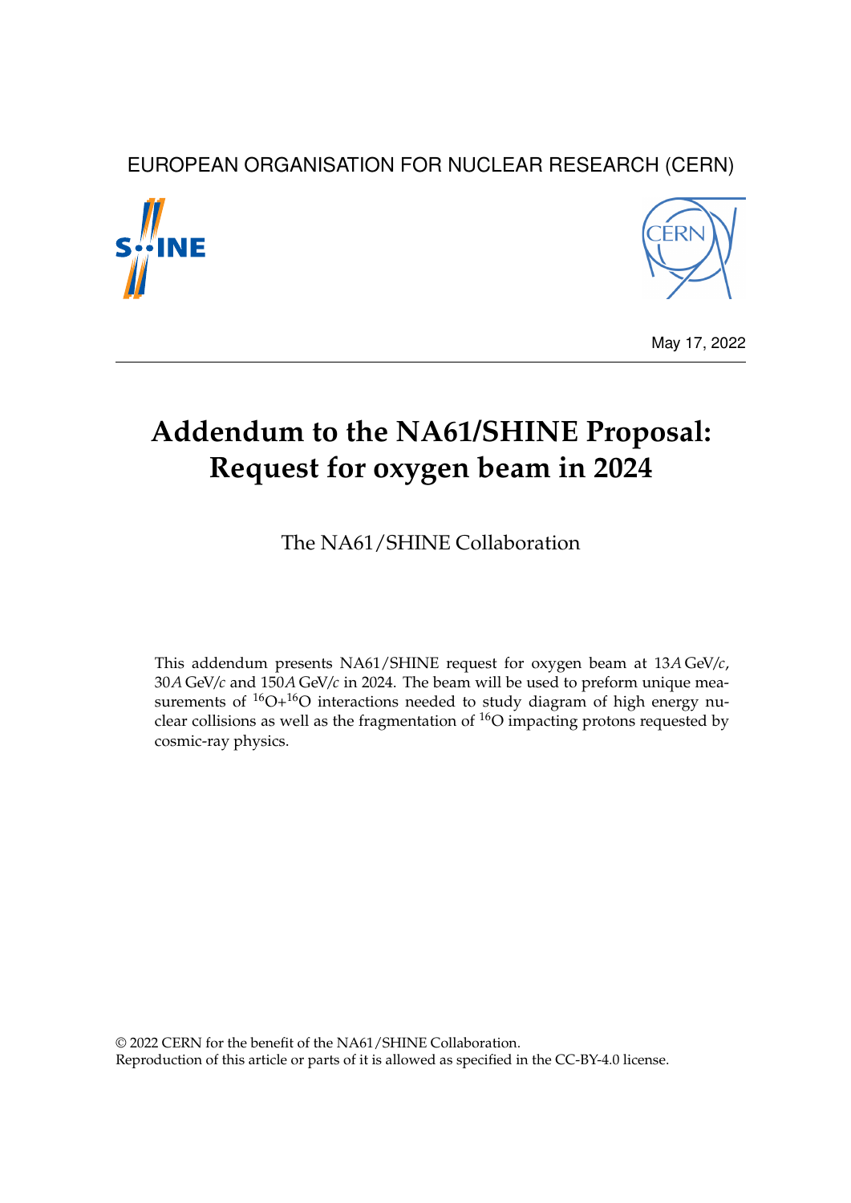EUROPEAN ORGANISATION FOR NUCLEAR RESEARCH (CERN)

May 17, 2022

# Addendum to the NA61/SHINE Proposal: Request for oxygen beam in 2024

The NA61/SHINE Collaboration

This addendum presents NA61/SHINE request for oxygen beam at 13*A* GeV/*c*, 30*A* GeV/*c* and 150*A* GeV/*c* in 2024. The beam will be used to preform unique measurements of $^{16}$O+$^{16}$O interactions needed to study diagram of high energy nuclear collisions as well as the fragmentation of $^{16}$O impacting protons requested by cosmic-ray physics.

© 2022 CERN for the benefit of the NA61/SHINE Collaboration.
Reproduction of this article or parts of it is allowed as specified in the CC-BY-4.0 license.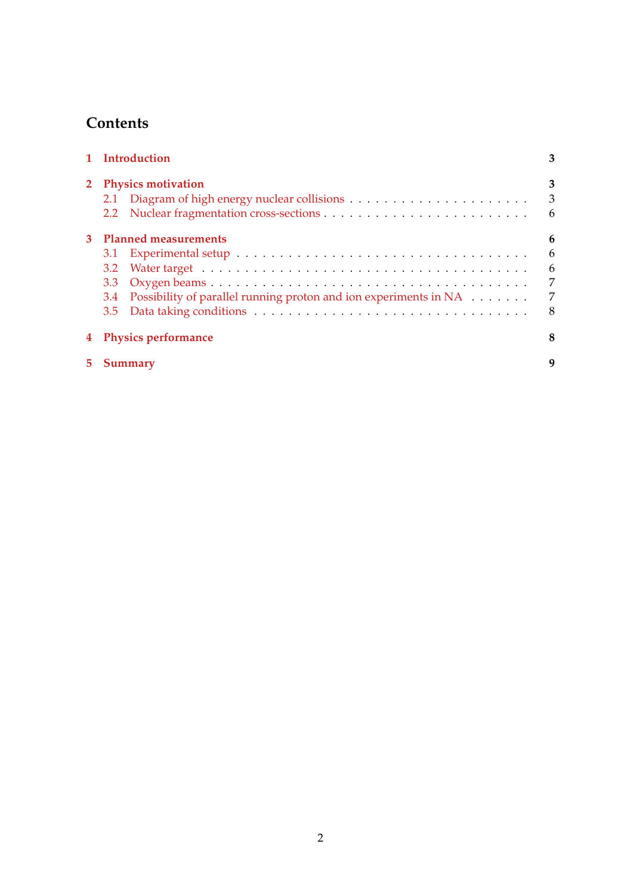# Contents

1 Introduction 3

2 Physics motivation 3
- 2.1 Diagram of high energy nuclear collisions . . . . . . . . . . . . . . . . . . . . . 3
- 2.2 Nuclear fragmentation cross-sections . . . . . . . . . . . . . . . . . . . . . . . 6

3 Planned measurements 6
- 3.1 Experimental setup . . . . . . . . . . . . . . . . . . . . . . . . . . . . . . . . . 6
- 3.2 Water target . . . . . . . . . . . . . . . . . . . . . . . . . . . . . . . . . . . . 6
- 3.3 Oxygen beams . . . . . . . . . . . . . . . . . . . . . . . . . . . . . . . . . . . 7
- 3.4 Possibility of parallel running proton and ion experiments in NA . . . . . . . 7
- 3.5 Data taking conditions . . . . . . . . . . . . . . . . . . . . . . . . . . . . . . . 8

4 Physics performance 8

5 Summary 9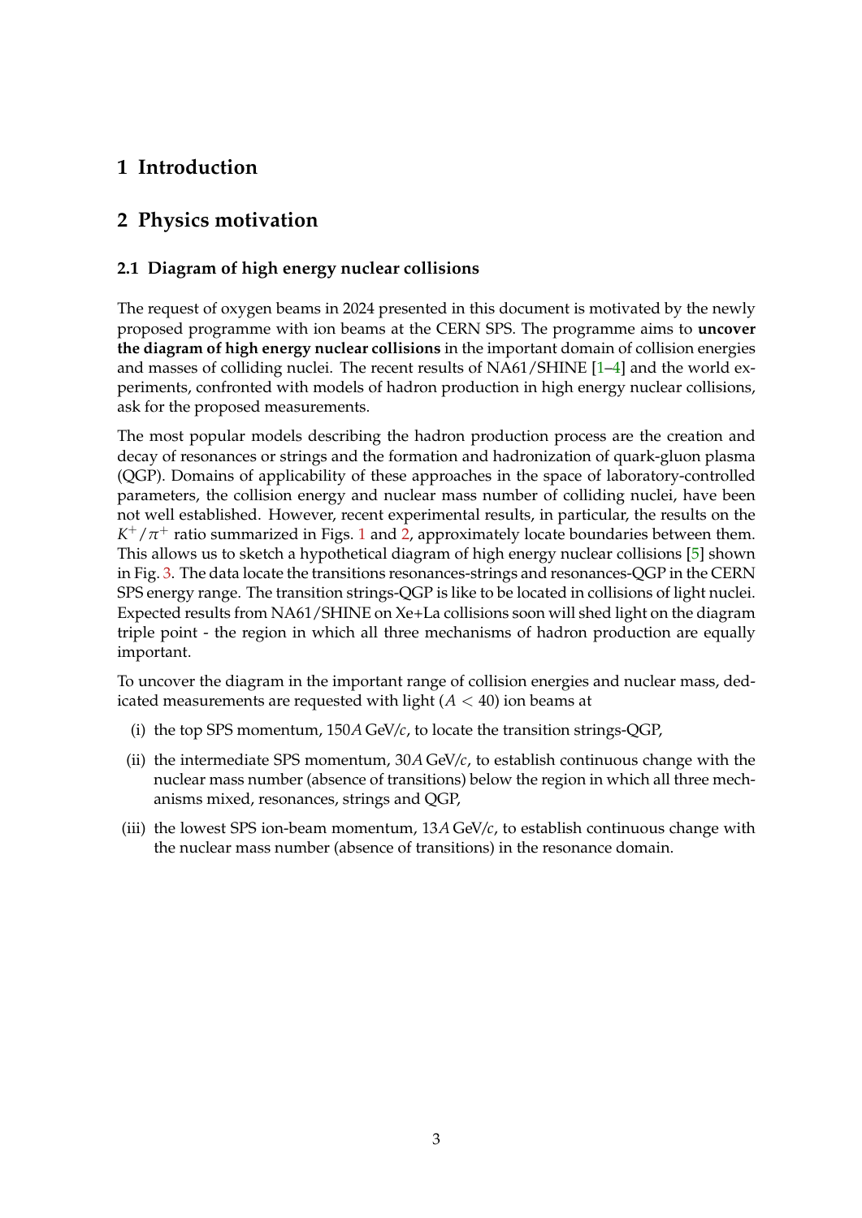# 1 Introduction

# 2 Physics motivation

## 2.1 Diagram of high energy nuclear collisions

The request of oxygen beams in 2024 presented in this document is motivated by the newly proposed programme with ion beams at the CERN SPS. The programme aims to **uncover the diagram of high energy nuclear collisions** in the important domain of collision energies and masses of colliding nuclei. The recent results of NA61/SHINE [1–4] and the world experiments, confronted with models of hadron production in high energy nuclear collisions, ask for the proposed measurements.

The most popular models describing the hadron production process are the creation and decay of resonances or strings and the formation and hadronization of quark-gluon plasma (QGP). Domains of applicability of these approaches in the space of laboratory-controlled parameters, the collision energy and nuclear mass number of colliding nuclei, have been not well established. However, recent experimental results, in particular, the results on the $K^+/\pi^+$ ratio summarized in Figs. 1 and 2, approximately locate boundaries between them. This allows us to sketch a hypothetical diagram of high energy nuclear collisions [5] shown in Fig. 3. The data locate the transitions resonances-strings and resonances-QGP in the CERN SPS energy range. The transition strings-QGP is like to be located in collisions of light nuclei. Expected results from NA61/SHINE on Xe+La collisions soon will shed light on the diagram triple point - the region in which all three mechanisms of hadron production are equally important.

To uncover the diagram in the important range of collision energies and nuclear mass, dedicated measurements are requested with light ($A < 40$) ion beams at

(i) the top SPS momentum, $150A$ GeV/$c$, to locate the transition strings-QGP,

(ii) the intermediate SPS momentum, $30A$ GeV/$c$, to establish continuous change with the nuclear mass number (absence of transitions) below the region in which all three mechanisms mixed, resonances, strings and QGP,

(iii) the lowest SPS ion-beam momentum, $13A$ GeV/$c$, to establish continuous change with the nuclear mass number (absence of transitions) in the resonance domain.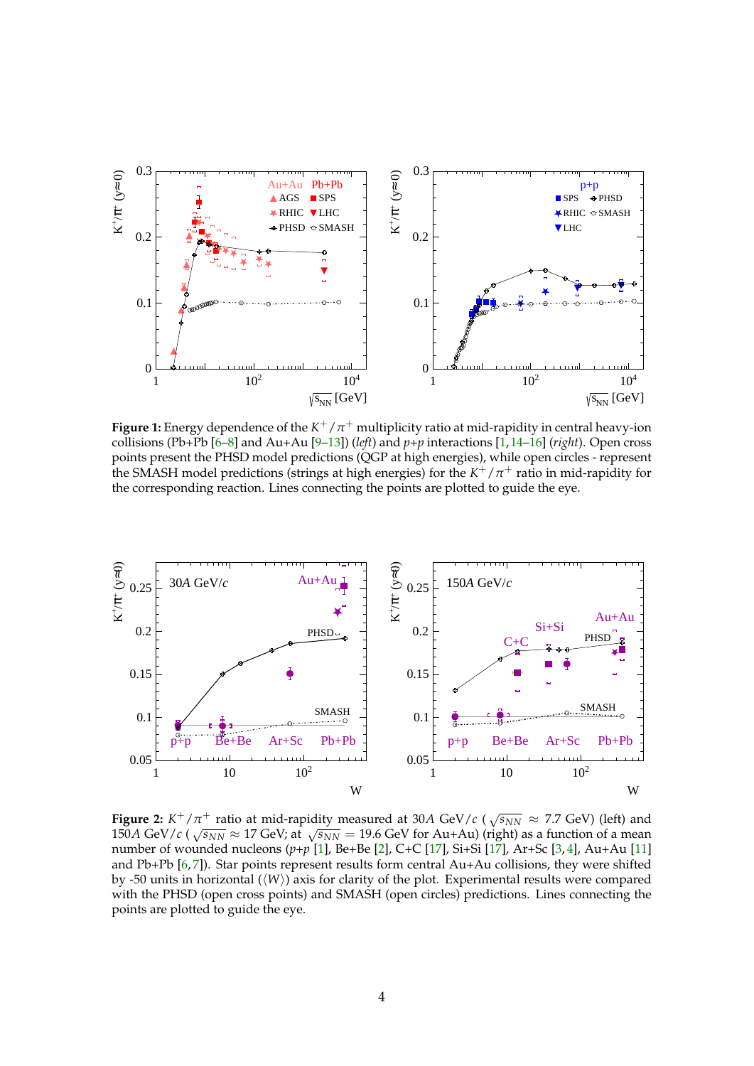**Figure 1:** Energy dependence of the $K^+/\pi^+$ multiplicity ratio at mid-rapidity in central heavy-ion collisions (Pb+Pb [6–8] and Au+Au [9–13]) (*left*) and *p*+*p* interactions [1,14–16] (*right*). Open cross points present the PHSD model predictions (QGP at high energies), while open circles - represent the SMASH model predictions (strings at high energies) for the $K^+/\pi^+$ ratio in mid-rapidity for the corresponding reaction. Lines connecting the points are plotted to guide the eye.

**Figure 2:** $K^+/\pi^+$ ratio at mid-rapidity measured at 30*A* GeV/*c* ( $\sqrt{s_{NN}} \approx 7.7$ GeV) (left) and 150*A* GeV/*c* ( $\sqrt{s_{NN}} \approx 17$ GeV; at $\sqrt{s_{NN}} = 19.6$ GeV for Au+Au) (right) as a function of a mean number of wounded nucleons (*p*+*p* [1], Be+Be [2], C+C [17], Si+Si [17], Ar+Sc [3,4], Au+Au [11] and Pb+Pb [6,7]). Star points represent results form central Au+Au collisions, they were shifted by -50 units in horizontal ($\langle W \rangle$) axis for clarity of the plot. Experimental results were compared with the PHSD (open cross points) and SMASH (open circles) predictions. Lines connecting the points are plotted to guide the eye.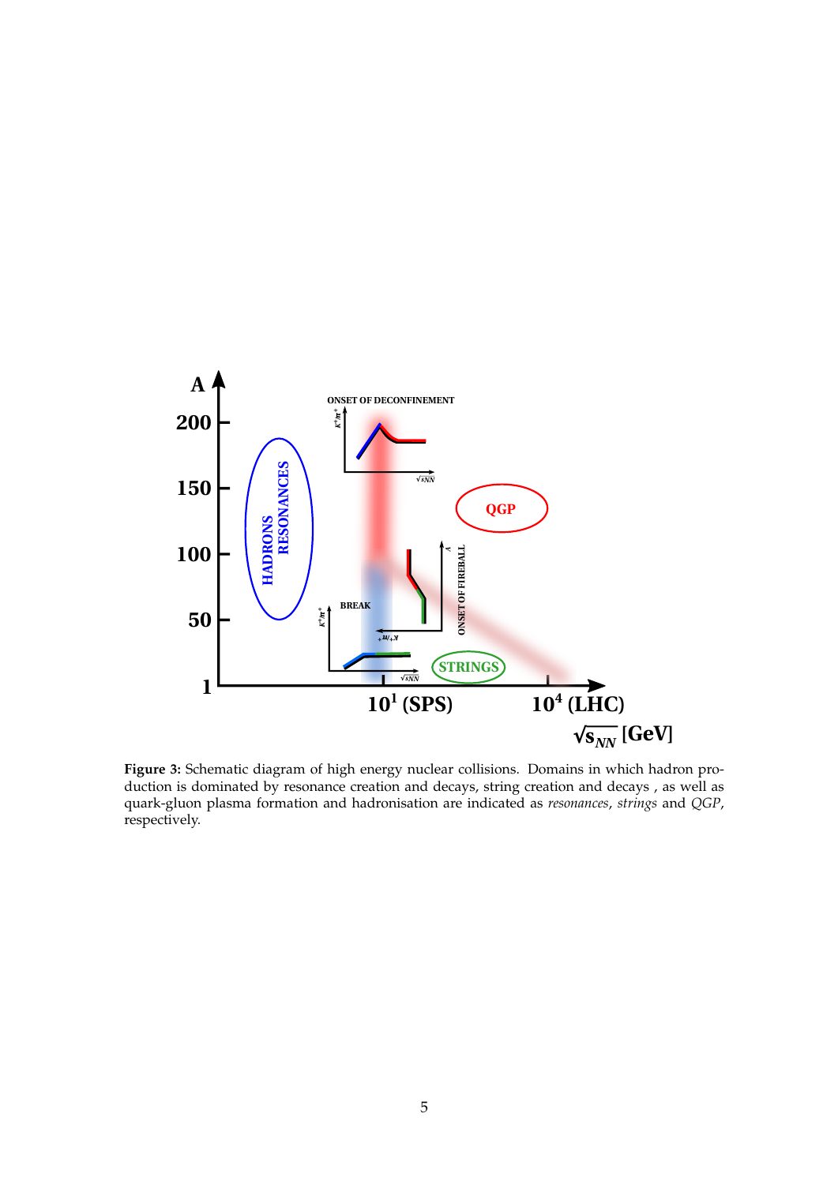**Figure 3:** Schematic diagram of high energy nuclear collisions. Domains in which hadron production is dominated by resonance creation and decays, string creation and decays , as well as quark-gluon plasma formation and hadronisation are indicated as *resonances*, *strings* and *QGP*, respectively.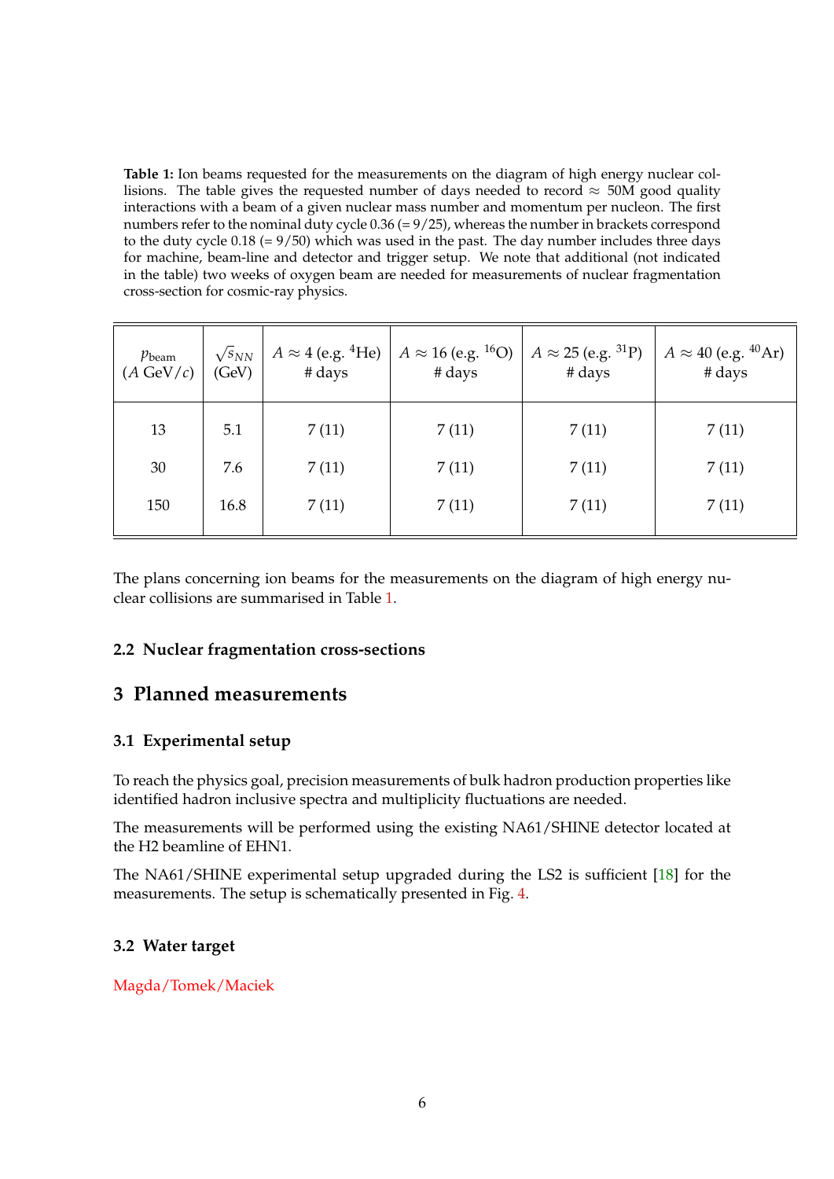**Table 1:** Ion beams requested for the measurements on the diagram of high energy nuclear collisions. The table gives the requested number of days needed to record $\approx$ 50M good quality interactions with a beam of a given nuclear mass number and momentum per nucleon. The first numbers refer to the nominal duty cycle 0.36 (= 9/25), whereas the number in brackets correspond to the duty cycle 0.18 (= 9/50) which was used in the past. The day number includes three days for machine, beam-line and detector and trigger setup. We note that additional (not indicated in the table) two weeks of oxygen beam are needed for measurements of nuclear fragmentation cross-section for cosmic-ray physics.

| $p_{\text{beam}}$ ($A$ GeV/$c$) | $\sqrt{s_{NN}}$ (GeV) | $A \approx 4$ (e.g. $^{4}$He) # days | $A \approx 16$ (e.g. $^{16}$O) # days | $A \approx 25$ (e.g. $^{31}$P) # days | $A \approx 40$ (e.g. $^{40}$Ar) # days |
|---|---|---|---|---|---|
| 13 | 5.1 | 7 (11) | 7 (11) | 7 (11) | 7 (11) |
| 30 | 7.6 | 7 (11) | 7 (11) | 7 (11) | 7 (11) |
| 150 | 16.8 | 7 (11) | 7 (11) | 7 (11) | 7 (11) |

The plans concerning ion beams for the measurements on the diagram of high energy nuclear collisions are summarised in Table 1.

### 2.2 Nuclear fragmentation cross-sections

## 3 Planned measurements

### 3.1 Experimental setup

To reach the physics goal, precision measurements of bulk hadron production properties like identified hadron inclusive spectra and multiplicity fluctuations are needed.

The measurements will be performed using the existing NA61/SHINE detector located at the H2 beamline of EHN1.

The NA61/SHINE experimental setup upgraded during the LS2 is sufficient [18] for the measurements. The setup is schematically presented in Fig. 4.

### 3.2 Water target

Magda/Tomek/Maciek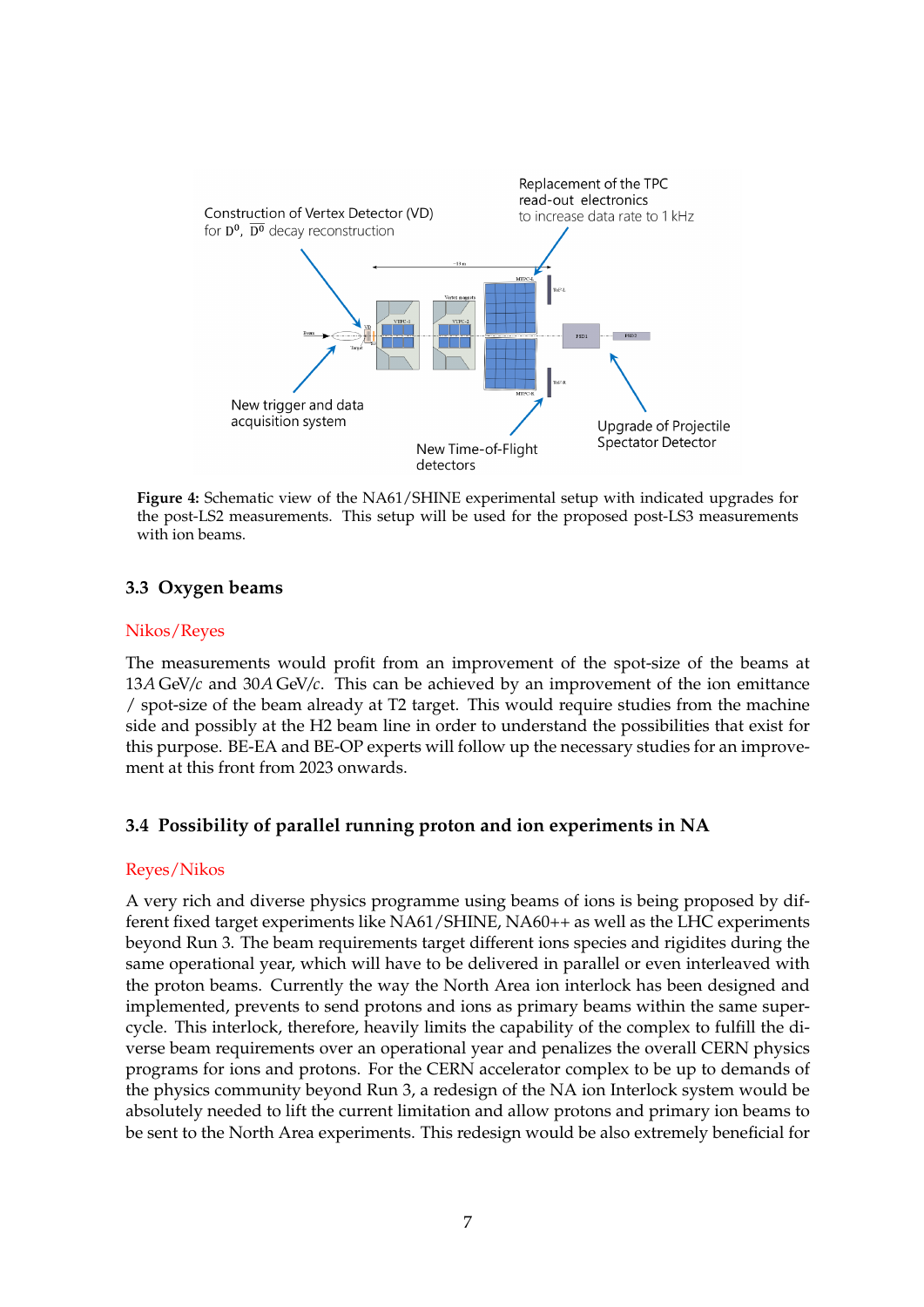**Figure 4:** Schematic view of the NA61/SHINE experimental setup with indicated upgrades for the post-LS2 measurements. This setup will be used for the proposed post-LS3 measurements with ion beams.

### 3.3 Oxygen beams

Nikos/Reyes

The measurements would profit from an improvement of the spot-size of the beams at 13*A* GeV/*c* and 30*A* GeV/*c*. This can be achieved by an improvement of the ion emittance / spot-size of the beam already at T2 target. This would require studies from the machine side and possibly at the H2 beam line in order to understand the possibilities that exist for this purpose. BE-EA and BE-OP experts will follow up the necessary studies for an improvement at this front from 2023 onwards.

### 3.4 Possibility of parallel running proton and ion experiments in NA

Reyes/Nikos

A very rich and diverse physics programme using beams of ions is being proposed by different fixed target experiments like NA61/SHINE, NA60++ as well as the LHC experiments beyond Run 3. The beam requirements target different ions species and rigidites during the same operational year, which will have to be delivered in parallel or even interleaved with the proton beams. Currently the way the North Area ion interlock has been designed and implemented, prevents to send protons and ions as primary beams within the same supercycle. This interlock, therefore, heavily limits the capability of the complex to fulfill the diverse beam requirements over an operational year and penalizes the overall CERN physics programs for ions and protons. For the CERN accelerator complex to be up to demands of the physics community beyond Run 3, a redesign of the NA ion Interlock system would be absolutely needed to lift the current limitation and allow protons and primary ion beams to be sent to the North Area experiments. This redesign would be also extremely beneficial for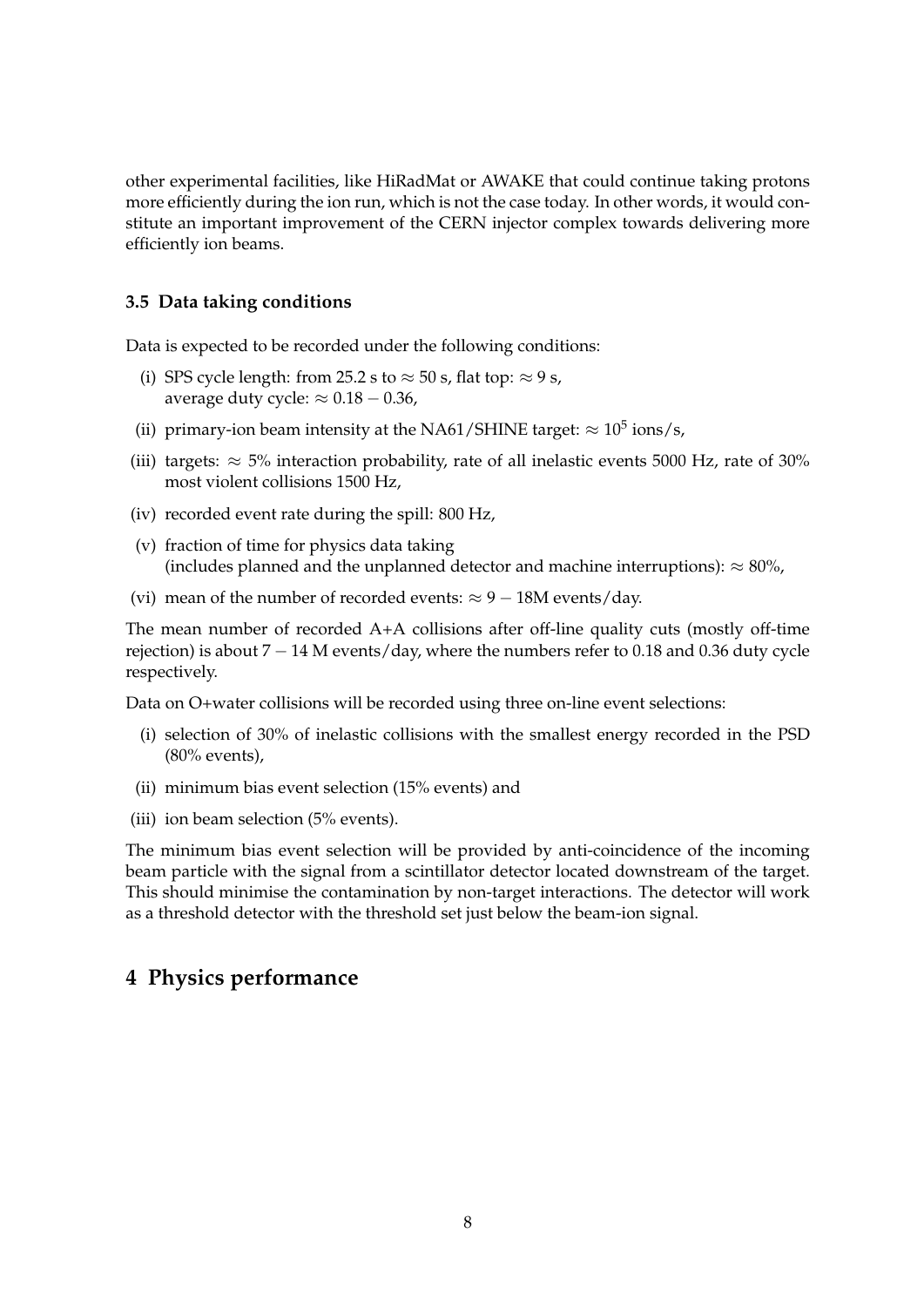other experimental facilities, like HiRadMat or AWAKE that could continue taking protons more efficiently during the ion run, which is not the case today. In other words, it would constitute an important improvement of the CERN injector complex towards delivering more efficiently ion beams.

### 3.5 Data taking conditions

Data is expected to be recorded under the following conditions:

(i) SPS cycle length: from 25.2 s to $\approx 50$ s, flat top: $\approx 9$ s,
average duty cycle: $\approx 0.18 - 0.36$,

(ii) primary-ion beam intensity at the NA61/SHINE target: $\approx 10^5$ ions/s,

(iii) targets: $\approx 5\%$ interaction probability, rate of all inelastic events 5000 Hz, rate of 30% most violent collisions 1500 Hz,

(iv) recorded event rate during the spill: 800 Hz,

(v) fraction of time for physics data taking
(includes planned and the unplanned detector and machine interruptions): $\approx 80\%$,

(vi) mean of the number of recorded events: $\approx 9 - 18$M events/day.

The mean number of recorded A+A collisions after off-line quality cuts (mostly off-time rejection) is about $7 - 14$ M events/day, where the numbers refer to 0.18 and 0.36 duty cycle respectively.

Data on O+water collisions will be recorded using three on-line event selections:

(i) selection of 30% of inelastic collisions with the smallest energy recorded in the PSD (80% events),

(ii) minimum bias event selection (15% events) and

(iii) ion beam selection (5% events).

The minimum bias event selection will be provided by anti-coincidence of the incoming beam particle with the signal from a scintillator detector located downstream of the target. This should minimise the contamination by non-target interactions. The detector will work as a threshold detector with the threshold set just below the beam-ion signal.

## 4 Physics performance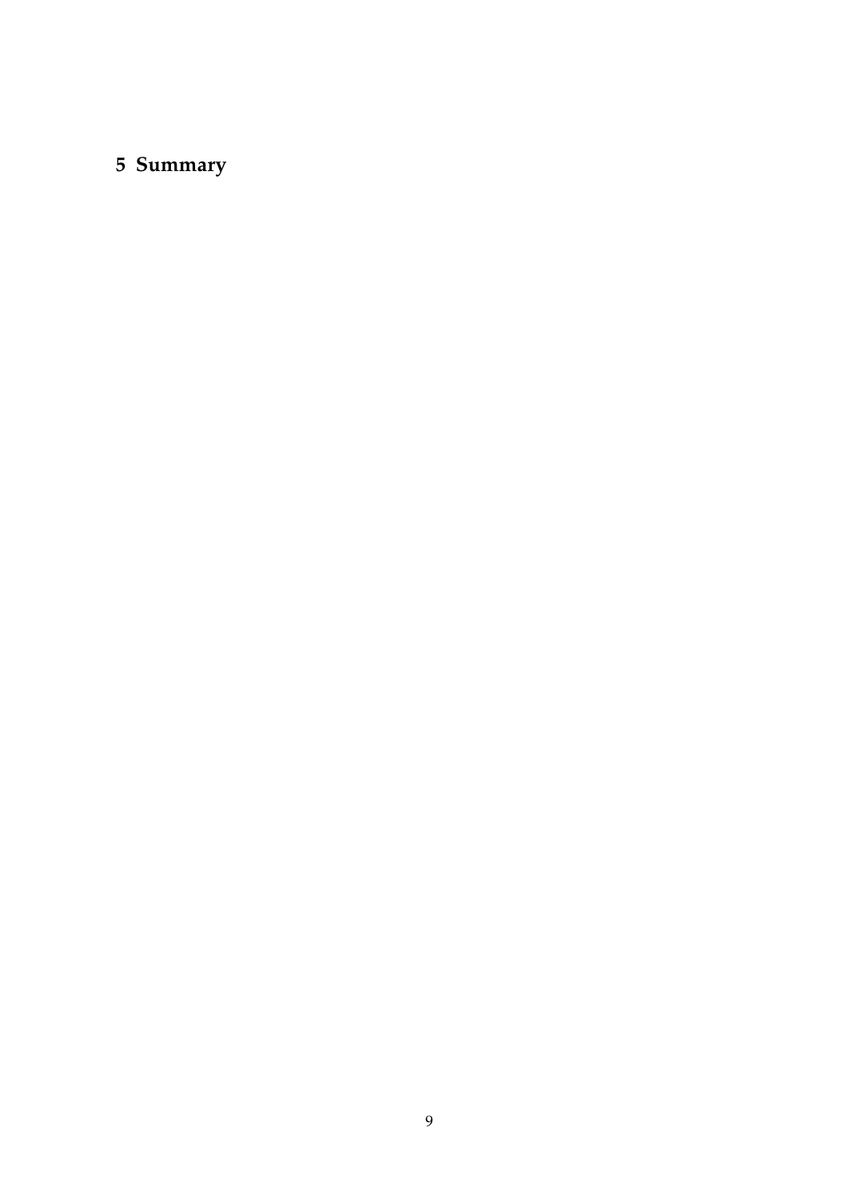# 5 Summary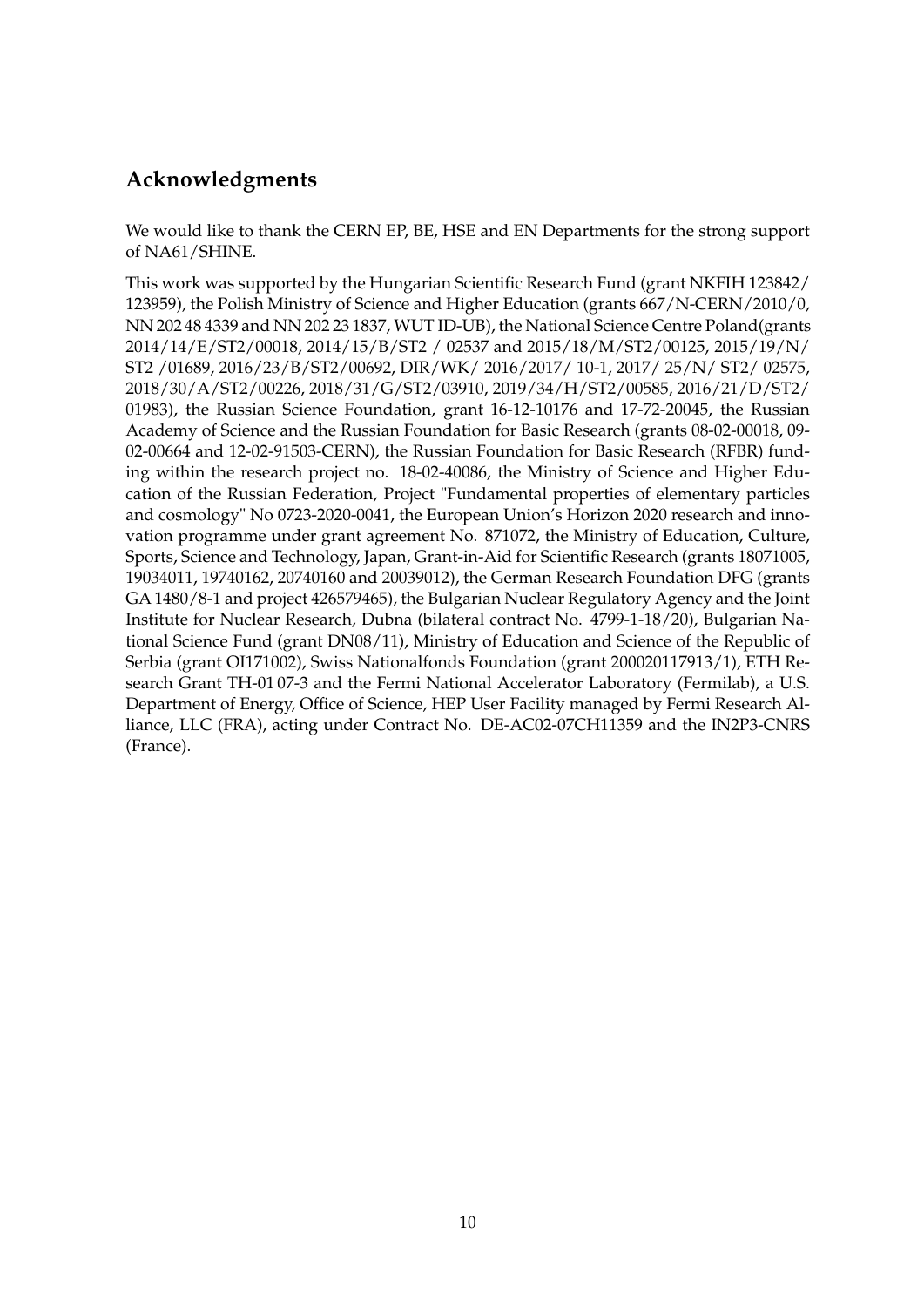## Acknowledgments

We would like to thank the CERN EP, BE, HSE and EN Departments for the strong support of NA61/SHINE.

This work was supported by the Hungarian Scientific Research Fund (grant NKFIH 123842/ 123959), the Polish Ministry of Science and Higher Education (grants 667/N-CERN/2010/0, NN 202 48 4339 and NN 202 23 1837, WUT ID-UB), the National Science Centre Poland(grants 2014/14/E/ST2/00018, 2014/15/B/ST2 / 02537 and 2015/18/M/ST2/00125, 2015/19/N/ ST2 /01689, 2016/23/B/ST2/00692, DIR/WK/ 2016/2017/ 10-1, 2017/ 25/N/ ST2/ 02575, 2018/30/A/ST2/00226, 2018/31/G/ST2/03910, 2019/34/H/ST2/00585, 2016/21/D/ST2/ 01983), the Russian Science Foundation, grant 16-12-10176 and 17-72-20045, the Russian Academy of Science and the Russian Foundation for Basic Research (grants 08-02-00018, 09-02-00664 and 12-02-91503-CERN), the Russian Foundation for Basic Research (RFBR) funding within the research project no. 18-02-40086, the Ministry of Science and Higher Education of the Russian Federation, Project "Fundamental properties of elementary particles and cosmology" No 0723-2020-0041, the European Union's Horizon 2020 research and innovation programme under grant agreement No. 871072, the Ministry of Education, Culture, Sports, Science and Technology, Japan, Grant-in-Aid for Scientific Research (grants 18071005, 19034011, 19740162, 20740160 and 20039012), the German Research Foundation DFG (grants GA 1480/8-1 and project 426579465), the Bulgarian Nuclear Regulatory Agency and the Joint Institute for Nuclear Research, Dubna (bilateral contract No. 4799-1-18/20), Bulgarian National Science Fund (grant DN08/11), Ministry of Education and Science of the Republic of Serbia (grant OI171002), Swiss Nationalfonds Foundation (grant 200020117913/1), ETH Research Grant TH-01 07-3 and the Fermi National Accelerator Laboratory (Fermilab), a U.S. Department of Energy, Office of Science, HEP User Facility managed by Fermi Research Alliance, LLC (FRA), acting under Contract No. DE-AC02-07CH11359 and the IN2P3-CNRS (France).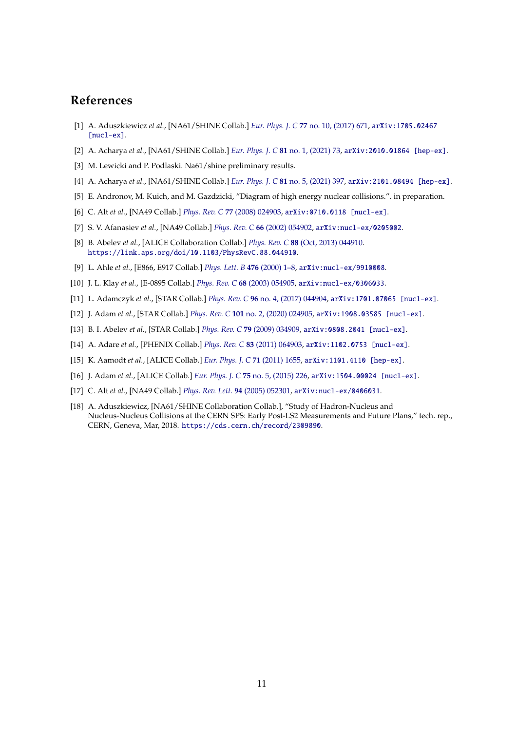## References

[1] A. Aduszkiewicz *et al.*, [NA61/SHINE Collab.] *Eur. Phys. J. C* **77** no. 10, (2017) 671, arXiv:1705.02467 [nucl-ex].

[2] A. Acharya *et al.*, [NA61/SHINE Collab.] *Eur. Phys. J. C* **81** no. 1, (2021) 73, arXiv:2010.01864 [hep-ex].

[3] M. Lewicki and P. Podlaski. Na61/shine preliminary results.

[4] A. Acharya *et al.*, [NA61/SHINE Collab.] *Eur. Phys. J. C* **81** no. 5, (2021) 397, arXiv:2101.08494 [hep-ex].

[5] E. Andronov, M. Kuich, and M. Gazdzicki, "Diagram of high energy nuclear collisions.". in preparation.

[6] C. Alt *et al.*, [NA49 Collab.] *Phys. Rev. C* **77** (2008) 024903, arXiv:0710.0118 [nucl-ex].

[7] S. V. Afanasiev *et al.*, [NA49 Collab.] *Phys. Rev. C* **66** (2002) 054902, arXiv:nucl-ex/0205002.

[8] B. Abelev *et al.*, [ALICE Collaboration Collab.] *Phys. Rev. C* **88** (Oct, 2013) 044910. https://link.aps.org/doi/10.1103/PhysRevC.88.044910.

[9] L. Ahle *et al.*, [E866, E917 Collab.] *Phys. Lett. B* **476** (2000) 1–8, arXiv:nucl-ex/9910008.

[10] J. L. Klay *et al.*, [E-0895 Collab.] *Phys. Rev. C* **68** (2003) 054905, arXiv:nucl-ex/0306033.

[11] L. Adamczyk *et al.*, [STAR Collab.] *Phys. Rev. C* **96** no. 4, (2017) 044904, arXiv:1701.07065 [nucl-ex].

[12] J. Adam *et al.*, [STAR Collab.] *Phys. Rev. C* **101** no. 2, (2020) 024905, arXiv:1908.03585 [nucl-ex].

[13] B. I. Abelev *et al.*, [STAR Collab.] *Phys. Rev. C* **79** (2009) 034909, arXiv:0808.2041 [nucl-ex].

[14] A. Adare *et al.*, [PHENIX Collab.] *Phys. Rev. C* **83** (2011) 064903, arXiv:1102.0753 [nucl-ex].

[15] K. Aamodt *et al.*, [ALICE Collab.] *Eur. Phys. J. C* **71** (2011) 1655, arXiv:1101.4110 [hep-ex].

[16] J. Adam *et al.*, [ALICE Collab.] *Eur. Phys. J. C* **75** no. 5, (2015) 226, arXiv:1504.00024 [nucl-ex].

[17] C. Alt *et al.*, [NA49 Collab.] *Phys. Rev. Lett.* **94** (2005) 052301, arXiv:nucl-ex/0406031.

[18] A. Aduszkiewicz, [NA61/SHINE Collaboration Collab.], "Study of Hadron-Nucleus and Nucleus-Nucleus Collisions at the CERN SPS: Early Post-LS2 Measurements and Future Plans," tech. rep., CERN, Geneva, Mar, 2018. https://cds.cern.ch/record/2309890.